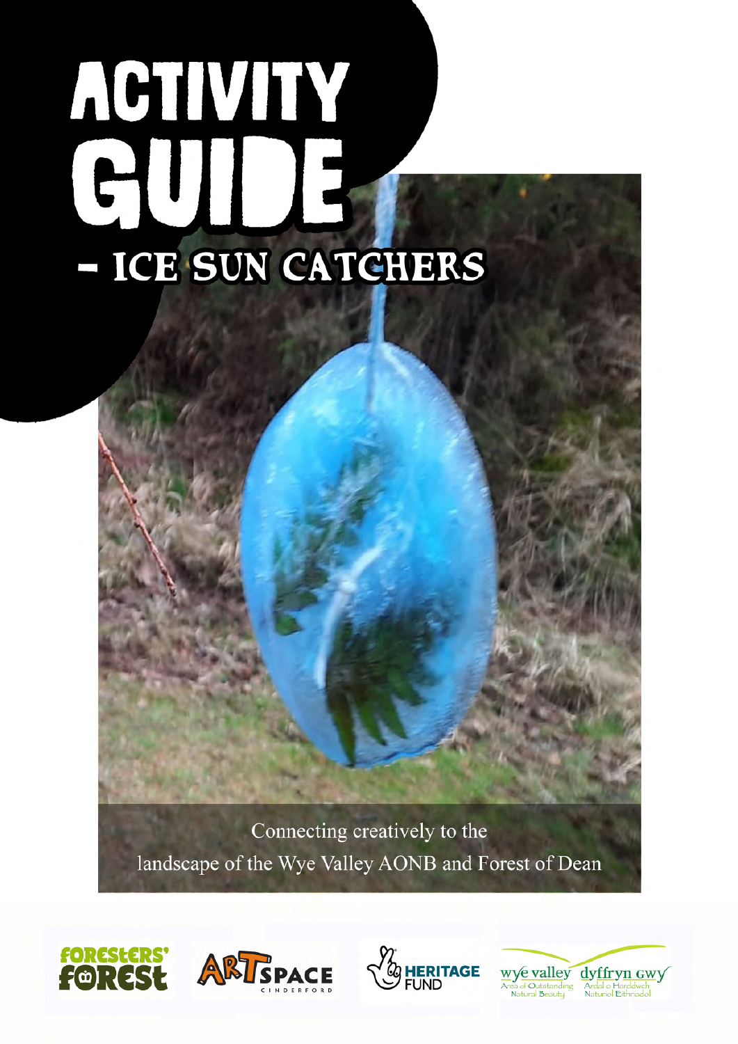# ACTIVITY GUIDE

## - ICE SUN CATCHERS

Connecting creatively to the landscape of the Wye Valley AONB and Forest of Dean

Foresters' Forest | ArtSpace Cinderford | Heritage Fund | Wye Valley Area of Outstanding Natural Beauty / Dyffryn Gwy Ardal o Harddwch Naturiol Eithriadol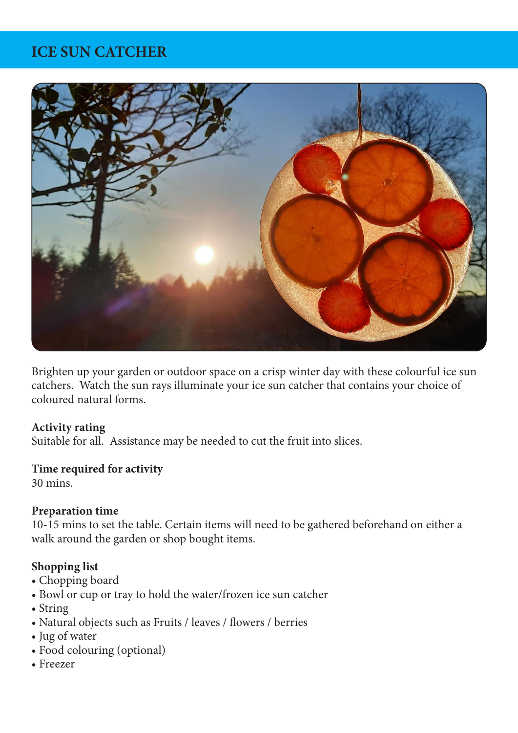# ICE SUN CATCHER

Brighten up your garden or outdoor space on a crisp winter day with these colourful ice sun catchers. Watch the sun rays illuminate your ice sun catcher that contains your choice of coloured natural forms.

**Activity rating**
Suitable for all. Assistance may be needed to cut the fruit into slices.

**Time required for activity**
30 mins.

**Preparation time**
10-15 mins to set the table. Certain items will need to be gathered beforehand on either a walk around the garden or shop bought items.

**Shopping list**

- Chopping board
- Bowl or cup or tray to hold the water/frozen ice sun catcher
- String
- Natural objects such as Fruits / leaves / flowers / berries
- Jug of water
- Food colouring (optional)
- Freezer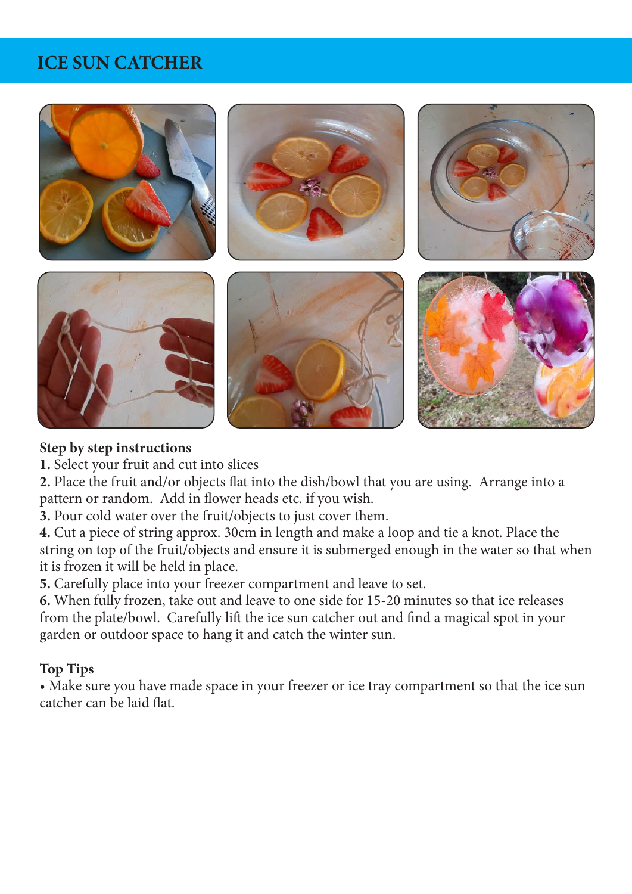# ICE SUN CATCHER

**Step by step instructions**

**1.** Select your fruit and cut into slices

**2.** Place the fruit and/or objects flat into the dish/bowl that you are using. Arrange into a pattern or random. Add in flower heads etc. if you wish.

**3.** Pour cold water over the fruit/objects to just cover them.

**4.** Cut a piece of string approx. 30cm in length and make a loop and tie a knot. Place the string on top of the fruit/objects and ensure it is submerged enough in the water so that when it is frozen it will be held in place.

**5.** Carefully place into your freezer compartment and leave to set.

**6.** When fully frozen, take out and leave to one side for 15-20 minutes so that ice releases from the plate/bowl. Carefully lift the ice sun catcher out and find a magical spot in your garden or outdoor space to hang it and catch the winter sun.

**Top Tips**

- Make sure you have made space in your freezer or ice tray compartment so that the ice sun catcher can be laid flat.